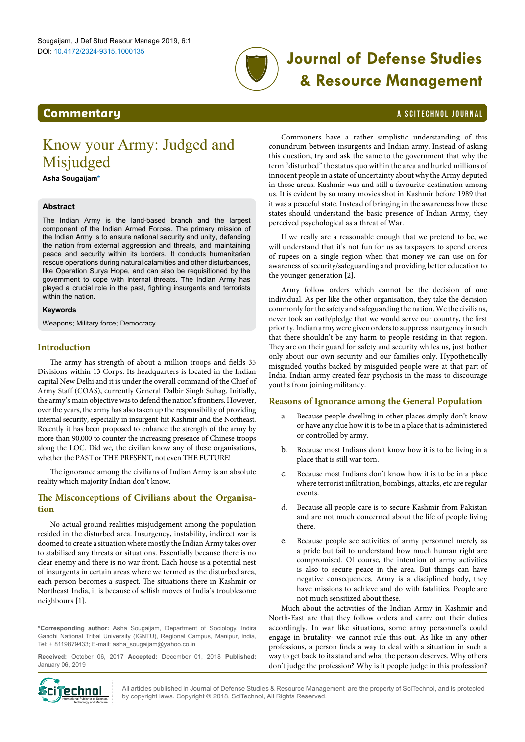## Commentary

# Know your Army: Judged and Misjudged

**Asha Sougaijam***

### Abstract

The Indian Army is the land-based branch and the largest component of the Indian Armed Forces. The primary mission of the Indian Army is to ensure national security and unity, defending the nation from external aggression and threats, and maintaining peace and security within its borders. It conducts humanitarian rescue operations during natural calamities and other disturbances, like Operation Surya Hope, and can also be requisitioned by the government to cope with internal threats. The Indian Army has played a crucial role in the past, fighting insurgents and terrorists within the nation.

### Keywords

Weapons; Military force; Democracy

## Introduction

The army has strength of about a million troops and fields 35 Divisions within 13 Corps. Its headquarters is located in the Indian capital New Delhi and it is under the overall command of the Chief of Army Staff (COAS), currently General Dalbir Singh Suhag. Initially, the army's main objective was to defend the nation's frontiers. However, over the years, the army has also taken up the responsibility of providing internal security, especially in insurgent-hit Kashmir and the Northeast. Recently it has been proposed to enhance the strength of the army by more than 90,000 to counter the increasing presence of Chinese troops along the LOC. Did we, the civilian know any of these organisations, whether the PAST or THE PRESENT, not even THE FUTURE!

The ignorance among the civilians of Indian Army is an absolute reality which majority Indian don't know.

## The Misconceptions of Civilians about the Organisation

No actual ground realities misjudgement among the population resided in the disturbed area. Insurgency, instability, indirect war is doomed to create a situation where mostly the Indian Army takes over to stabilised any threats or situations. Essentially because there is no clear enemy and there is no war front. Each house is a potential nest of insurgents in certain areas where we termed as the disturbed area, each person becomes a suspect. The situations there in Kashmir or Northeast India, it is because of selfish moves of India's troublesome neighbours [1].

Commoners have a rather simplistic understanding of this conundrum between insurgents and Indian army. Instead of asking this question, try and ask the same to the government that why the term "disturbed" the status quo within the area and hurled millions of innocent people in a state of uncertainty about why the Army deputed in those areas. Kashmir was and still a favourite destination among us. It is evident by so many movies shot in Kashmir before 1989 that it was a peaceful state. Instead of bringing in the awareness how these states should understand the basic presence of Indian Army, they perceived psychological as a threat of War.

If we really are a reasonable enough that we pretend to be, we will understand that it's not fun for us as taxpayers to spend crores of rupees on a single region when that money we can use on for awareness of security/safeguarding and providing better education to the younger generation [2].

Army follow orders which cannot be the decision of one individual. As per like the other organisation, they take the decision commonly for the safety and safeguarding the nation. We the civilians, never took an oath/pledge that we would serve our country, the first priority. Indian army were given orders to suppress insurgency in such that there shouldn't be any harm to people residing in that region. They are on their guard for safety and security whiles us, just bother only about our own security and our families only. Hypothetically misguided youths backed by misguided people were at that part of India. Indian army created fear psychosis in the mass to discourage youths from joining militancy.

## Reasons of Ignorance among the General Population

a. Because people dwelling in other places simply don't know or have any clue how it is to be in a place that is administered or controlled by army.

b. Because most Indians don't know how it is to be living in a place that is still war torn.

c. Because most Indians don't know how it is to be in a place where terrorist infiltration, bombings, attacks, etc are regular events.

d. Because all people care is to secure Kashmir from Pakistan and are not much concerned about the life of people living there.

e. Because people see activities of army personnel merely as a pride but fail to understand how much human right are compromised. Of course, the intention of army activities is also to secure peace in the area. But things can have negative consequences. Army is a disciplined body, they have missions to achieve and do with fatalities. People are not much sensitized about these.

Much about the activities of the Indian Army in Kashmir and North-East are that they follow orders and carry out their duties accordingly. In war like situations, some army personnel's could engage in brutality- we cannot rule this out. As like in any other professions, a person finds a way to deal with a situation in such a way to get back to its stand and what the person deserves. Why others don't judge the profession? Why is it people judge in this profession?

*Corresponding author: Asha Sougaijam, Department of Sociology, Indira Gandhi National Tribal University (IGNTU), Regional Campus, Manipur, India, Tel: + 8119879433; E-mail: asha_sougaijam@yahoo.co.in

**Received:** October 06, 2017 **Accepted:** December 01, 2018 **Published:** January 06, 2019

All articles published in Journal of Defense Studies & Resource Management are the property of SciTechnol, and is protected by copyright laws. Copyright © 2018, SciTechnol, All Rights Reserved.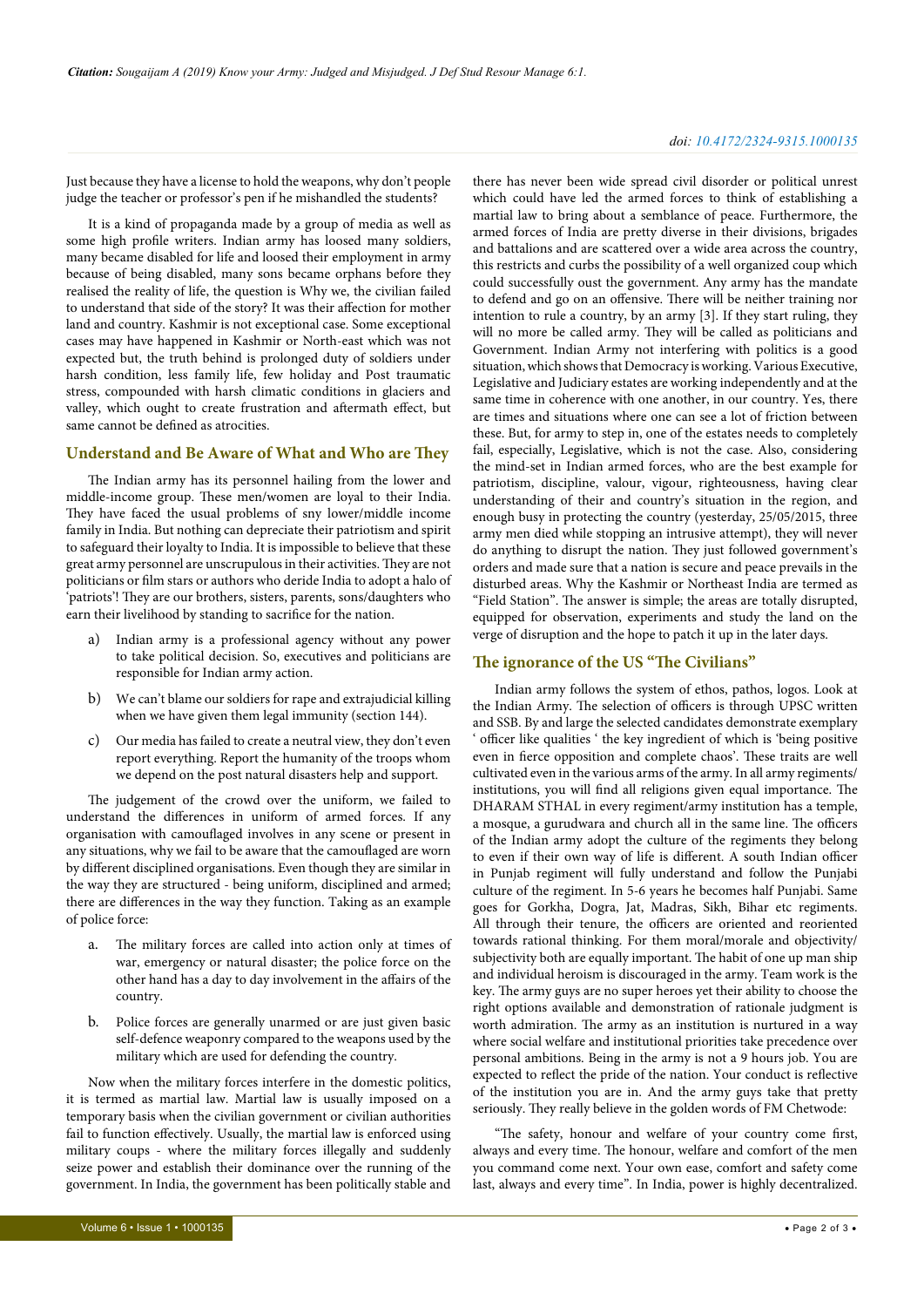Just because they have a license to hold the weapons, why don't people judge the teacher or professor's pen if he mishandled the students?

It is a kind of propaganda made by a group of media as well as some high profile writers. Indian army has loosed many soldiers, many became disabled for life and loosed their employment in army because of being disabled, many sons became orphans before they realised the reality of life, the question is Why we, the civilian failed to understand that side of the story? It was their affection for mother land and country. Kashmir is not exceptional case. Some exceptional cases may have happened in Kashmir or North-east which was not expected but, the truth behind is prolonged duty of soldiers under harsh condition, less family life, few holiday and Post traumatic stress, compounded with harsh climatic conditions in glaciers and valley, which ought to create frustration and aftermath effect, but same cannot be defined as atrocities.

## Understand and Be Aware of What and Who are They

The Indian army has its personnel hailing from the lower and middle-income group. These men/women are loyal to their India. They have faced the usual problems of sny lower/middle income family in India. But nothing can depreciate their patriotism and spirit to safeguard their loyalty to India. It is impossible to believe that these great army personnel are unscrupulous in their activities. They are not politicians or film stars or authors who deride India to adopt a halo of 'patriots'! They are our brothers, sisters, parents, sons/daughters who earn their livelihood by standing to sacrifice for the nation.

a) Indian army is a professional agency without any power to take political decision. So, executives and politicians are responsible for Indian army action.

b) We can't blame our soldiers for rape and extrajudicial killing when we have given them legal immunity (section 144).

c) Our media has failed to create a neutral view, they don't even report everything. Report the humanity of the troops whom we depend on the post natural disasters help and support.

The judgement of the crowd over the uniform, we failed to understand the differences in uniform of armed forces. If any organisation with camouflaged involves in any scene or present in any situations, why we fail to be aware that the camouflaged are worn by different disciplined organisations. Even though they are similar in the way they are structured - being uniform, disciplined and armed; there are differences in the way they function. Taking as an example of police force:

a. The military forces are called into action only at times of war, emergency or natural disaster; the police force on the other hand has a day to day involvement in the affairs of the country.

b. Police forces are generally unarmed or are just given basic self-defence weaponry compared to the weapons used by the military which are used for defending the country.

Now when the military forces interfere in the domestic politics, it is termed as martial law. Martial law is usually imposed on a temporary basis when the civilian government or civilian authorities fail to function effectively. Usually, the martial law is enforced using military coups - where the military forces illegally and suddenly seize power and establish their dominance over the running of the government. In India, the government has been politically stable and there has never been wide spread civil disorder or political unrest which could have led the armed forces to think of establishing a martial law to bring about a semblance of peace. Furthermore, the armed forces of India are pretty diverse in their divisions, brigades and battalions and are scattered over a wide area across the country, this restricts and curbs the possibility of a well organized coup which could successfully oust the government. Any army has the mandate to defend and go on an offensive. There will be neither training nor intention to rule a country, by an army [3]. If they start ruling, they will no more be called army. They will be called as politicians and Government. Indian Army not interfering with politics is a good situation, which shows that Democracy is working. Various Executive, Legislative and Judiciary estates are working independently and at the same time in coherence with one another, in our country. Yes, there are times and situations where one can see a lot of friction between these. But, for army to step in, one of the estates needs to completely fail, especially, Legislative, which is not the case. Also, considering the mind-set in Indian armed forces, who are the best example for patriotism, discipline, valour, vigour, righteousness, having clear understanding of their and country's situation in the region, and enough busy in protecting the country (yesterday, 25/05/2015, three army men died while stopping an intrusive attempt), they will never do anything to disrupt the nation. They just followed government's orders and made sure that a nation is secure and peace prevails in the disturbed areas. Why the Kashmir or Northeast India are termed as "Field Station". The answer is simple; the areas are totally disrupted, equipped for observation, experiments and study the land on the verge of disruption and the hope to patch it up in the later days.

## The ignorance of the US "The Civilians"

Indian army follows the system of ethos, pathos, logos. Look at the Indian Army. The selection of officers is through UPSC written and SSB. By and large the selected candidates demonstrate exemplary ' officer like qualities ' the key ingredient of which is 'being positive even in fierce opposition and complete chaos'. These traits are well cultivated even in the various arms of the army. In all army regiments/ institutions, you will find all religions given equal importance. The DHARAM STHAL in every regiment/army institution has a temple, a mosque, a gurudwara and church all in the same line. The officers of the Indian army adopt the culture of the regiments they belong to even if their own way of life is different. A south Indian officer in Punjab regiment will fully understand and follow the Punjabi culture of the regiment. In 5-6 years he becomes half Punjabi. Same goes for Gorkha, Dogra, Jat, Madras, Sikh, Bihar etc regiments. All through their tenure, the officers are oriented and reoriented towards rational thinking. For them moral/morale and objectivity/ subjectivity both are equally important. The habit of one up man ship and individual heroism is discouraged in the army. Team work is the key. The army guys are no super heroes yet their ability to choose the right options available and demonstration of rationale judgment is worth admiration. The army as an institution is nurtured in a way where social welfare and institutional priorities take precedence over personal ambitions. Being in the army is not a 9 hours job. You are expected to reflect the pride of the nation. Your conduct is reflective of the institution you are in. And the army guys take that pretty seriously. They really believe in the golden words of FM Chetwode:

"The safety, honour and welfare of your country come first, always and every time. The honour, welfare and comfort of the men you command come next. Your own ease, comfort and safety come last, always and every time". In India, power is highly decentralized.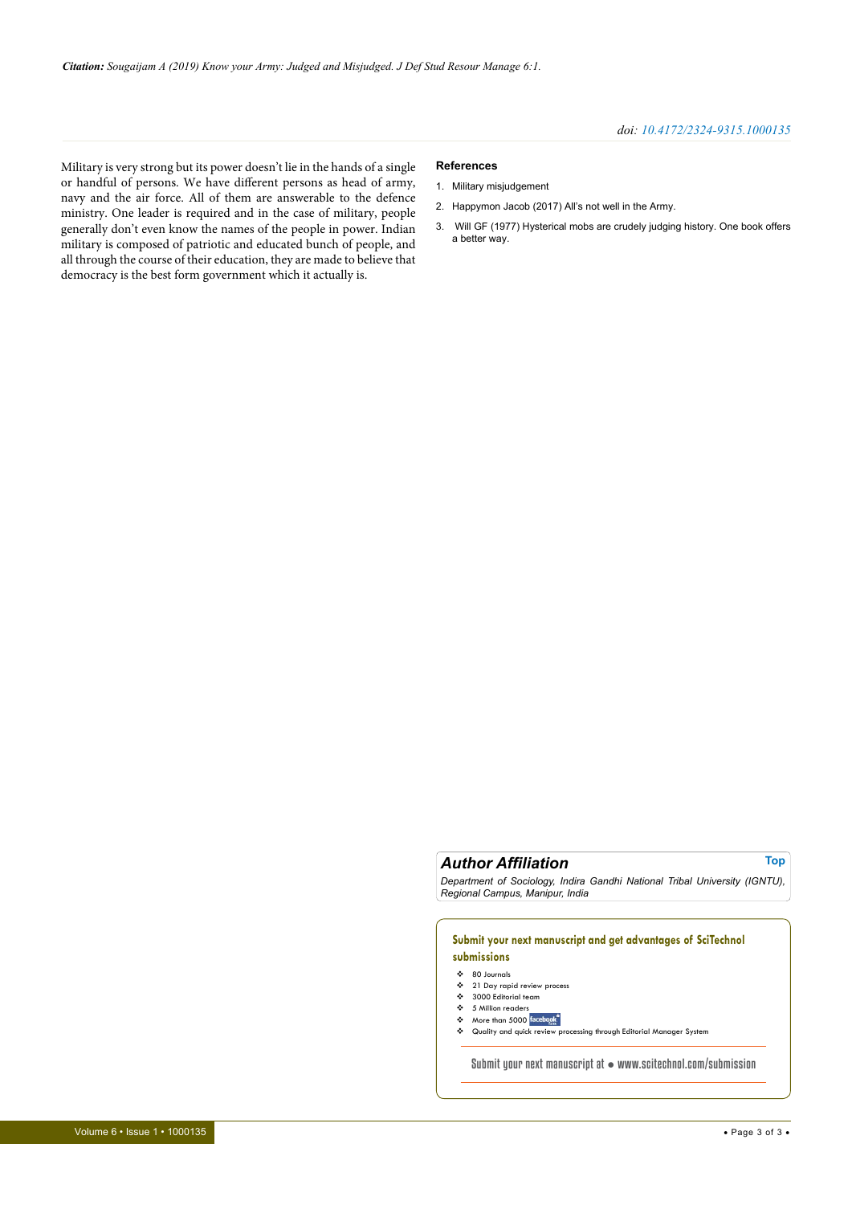Military is very strong but its power doesn't lie in the hands of a single or handful of persons. We have different persons as head of army, navy and the air force. All of them are answerable to the defence ministry. One leader is required and in the case of military, people generally don't even know the names of the people in power. Indian military is composed of patriotic and educated bunch of people, and all through the course of their education, they are made to believe that democracy is the best form government which it actually is.

## References

1. Military misjudgement
2. Happymon Jacob (2017) All's not well in the Army.
3. Will GF (1977) Hysterical mobs are crudely judging history. One book offers a better way.

## Author Affiliation

*Department of Sociology, Indira Gandhi National Tribal University (IGNTU), Regional Campus, Manipur, India*

**Submit your next manuscript and get advantages of SciTechnol submissions**

- 80 Journals
- 21 Day rapid review process
- 3000 Editorial team
- 5 Million readers
- More than 5000 facebook
- Quality and quick review processing through Editorial Manager System

Submit your next manuscript at ● www.scitechnol.com/submission